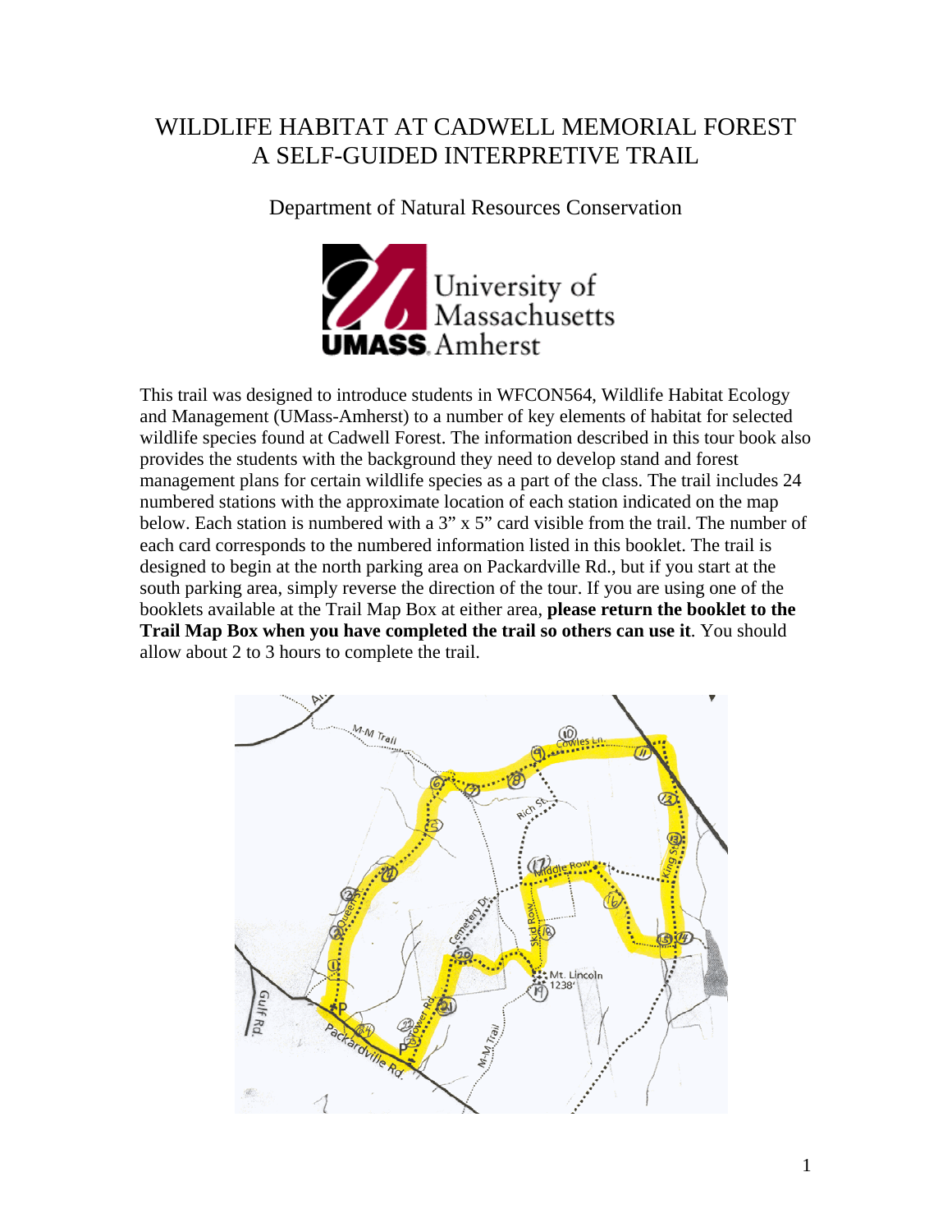# WILDLIFE HABITAT AT CADWELL MEMORIAL FOREST
# A SELF-GUIDED INTERPRETIVE TRAIL

Department of Natural Resources Conservation

University of Massachusetts Amherst

This trail was designed to introduce students in WFCON564, Wildlife Habitat Ecology and Management (UMass-Amherst) to a number of key elements of habitat for selected wildlife species found at Cadwell Forest. The information described in this tour book also provides the students with the background they need to develop stand and forest management plans for certain wildlife species as a part of the class. The trail includes 24 numbered stations with the approximate location of each station indicated on the map below. Each station is numbered with a 3" x 5" card visible from the trail. The number of each card corresponds to the numbered information listed in this booklet. The trail is designed to begin at the north parking area on Packardville Rd., but if you start at the south parking area, simply reverse the direction of the tour. If you are using one of the booklets available at the Trail Map Box at either area, **please return the booklet to the Trail Map Box when you have completed the trail so others can use it**. You should allow about 2 to 3 hours to complete the trail.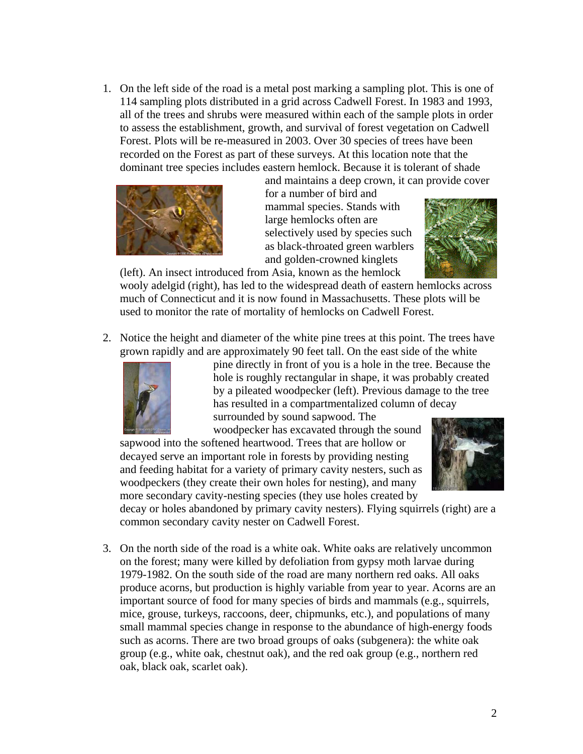1. On the left side of the road is a metal post marking a sampling plot. This is one of 114 sampling plots distributed in a grid across Cadwell Forest. In 1983 and 1993, all of the trees and shrubs were measured within each of the sample plots in order to assess the establishment, growth, and survival of forest vegetation on Cadwell Forest. Plots will be re-measured in 2003. Over 30 species of trees have been recorded on the Forest as part of these surveys. At this location note that the dominant tree species includes eastern hemlock. Because it is tolerant of shade and maintains a deep crown, it can provide cover for a number of bird and mammal species. Stands with large hemlocks often are selectively used by species such as black-throated green warblers and golden-crowned kinglets (left). An insect introduced from Asia, known as the hemlock wooly adelgid (right), has led to the widespread death of eastern hemlocks across much of Connecticut and it is now found in Massachusetts. These plots will be used to monitor the rate of mortality of hemlocks on Cadwell Forest.

2. Notice the height and diameter of the white pine trees at this point. The trees have grown rapidly and are approximately 90 feet tall. On the east side of the white pine directly in front of you is a hole in the tree. Because the hole is roughly rectangular in shape, it was probably created by a pileated woodpecker (left). Previous damage to the tree has resulted in a compartmentalized column of decay surrounded by sound sapwood. The woodpecker has excavated through the sound sapwood into the softened heartwood. Trees that are hollow or decayed serve an important role in forests by providing nesting and feeding habitat for a variety of primary cavity nesters, such as woodpeckers (they create their own holes for nesting), and many more secondary cavity-nesting species (they use holes created by decay or holes abandoned by primary cavity nesters). Flying squirrels (right) are a common secondary cavity nester on Cadwell Forest.

3. On the north side of the road is a white oak. White oaks are relatively uncommon on the forest; many were killed by defoliation from gypsy moth larvae during 1979-1982. On the south side of the road are many northern red oaks. All oaks produce acorns, but production is highly variable from year to year. Acorns are an important source of food for many species of birds and mammals (e.g., squirrels, mice, grouse, turkeys, raccoons, deer, chipmunks, etc.), and populations of many small mammal species change in response to the abundance of high-energy foods such as acorns. There are two broad groups of oaks (subgenera): the white oak group (e.g., white oak, chestnut oak), and the red oak group (e.g., northern red oak, black oak, scarlet oak).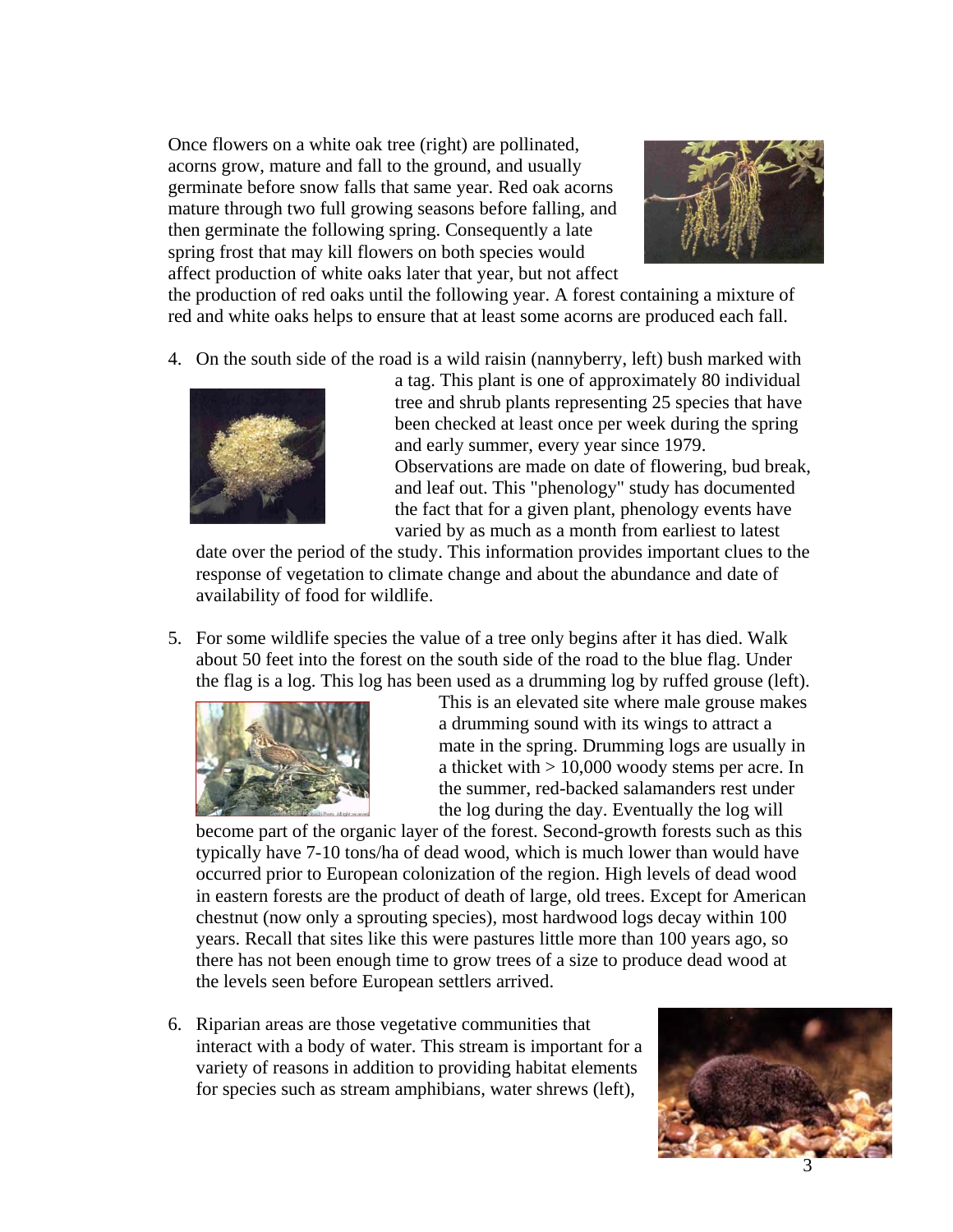Once flowers on a white oak tree (right) are pollinated, acorns grow, mature and fall to the ground, and usually germinate before snow falls that same year. Red oak acorns mature through two full growing seasons before falling, and then germinate the following spring. Consequently a late spring frost that may kill flowers on both species would affect production of white oaks later that year, but not affect the production of red oaks until the following year. A forest containing a mixture of red and white oaks helps to ensure that at least some acorns are produced each fall.

4. On the south side of the road is a wild raisin (nannyberry, left) bush marked with a tag. This plant is one of approximately 80 individual tree and shrub plants representing 25 species that have been checked at least once per week during the spring and early summer, every year since 1979. Observations are made on date of flowering, bud break, and leaf out. This "phenology" study has documented the fact that for a given plant, phenology events have varied by as much as a month from earliest to latest date over the period of the study. This information provides important clues to the response of vegetation to climate change and about the abundance and date of availability of food for wildlife.

5. For some wildlife species the value of a tree only begins after it has died. Walk about 50 feet into the forest on the south side of the road to the blue flag. Under the flag is a log. This log has been used as a drumming log by ruffed grouse (left). This is an elevated site where male grouse makes a drumming sound with its wings to attract a mate in the spring. Drumming logs are usually in a thicket with > 10,000 woody stems per acre. In the summer, red-backed salamanders rest under the log during the day. Eventually the log will become part of the organic layer of the forest. Second-growth forests such as this typically have 7-10 tons/ha of dead wood, which is much lower than would have occurred prior to European colonization of the region. High levels of dead wood in eastern forests are the product of death of large, old trees. Except for American chestnut (now only a sprouting species), most hardwood logs decay within 100 years. Recall that sites like this were pastures little more than 100 years ago, so there has not been enough time to grow trees of a size to produce dead wood at the levels seen before European settlers arrived.

6. Riparian areas are those vegetative communities that interact with a body of water. This stream is important for a variety of reasons in addition to providing habitat elements for species such as stream amphibians, water shrews (left),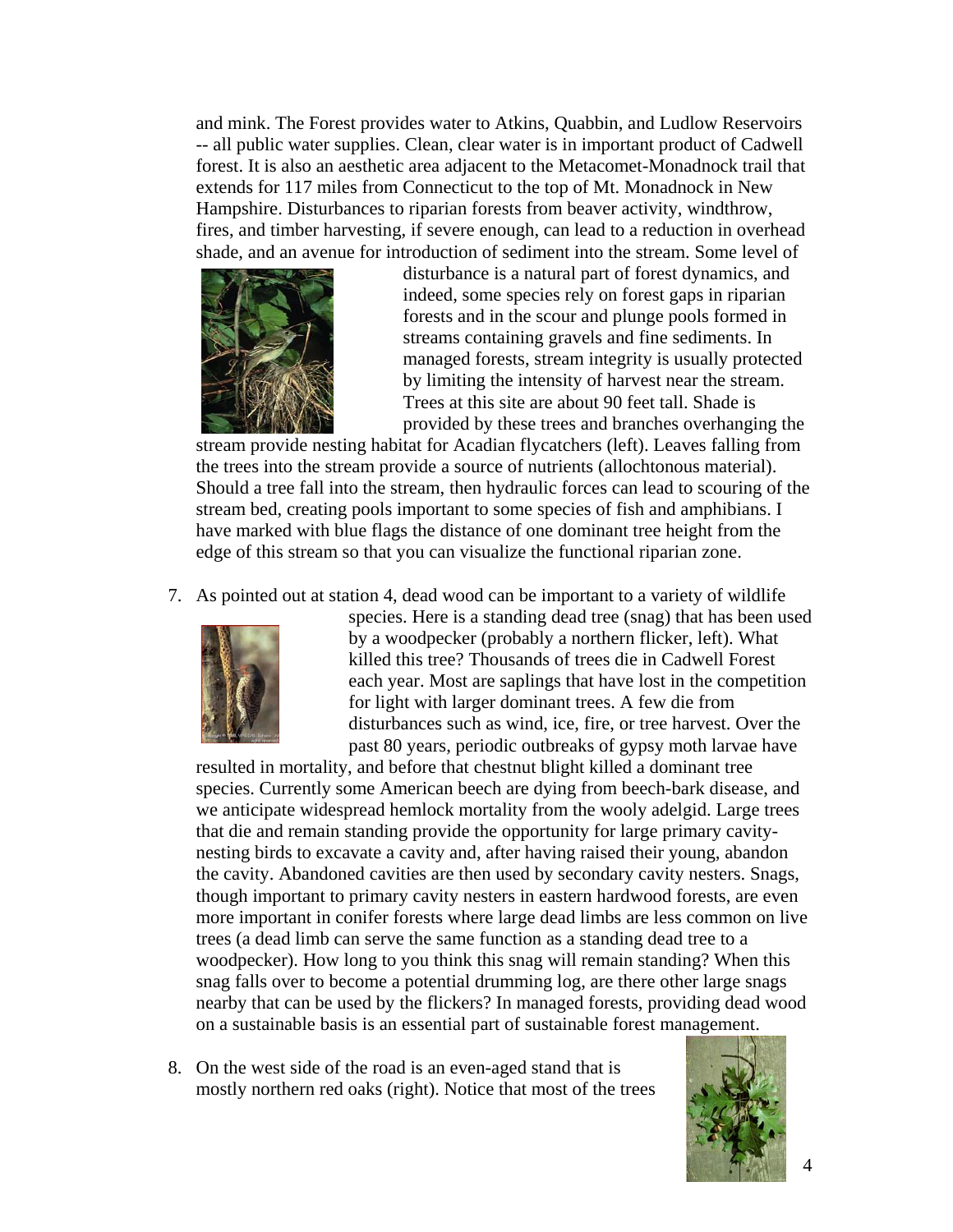and mink. The Forest provides water to Atkins, Quabbin, and Ludlow Reservoirs -- all public water supplies. Clean, clear water is in important product of Cadwell forest. It is also an aesthetic area adjacent to the Metacomet-Monadnock trail that extends for 117 miles from Connecticut to the top of Mt. Monadnock in New Hampshire. Disturbances to riparian forests from beaver activity, windthrow, fires, and timber harvesting, if severe enough, can lead to a reduction in overhead shade, and an avenue for introduction of sediment into the stream. Some level of disturbance is a natural part of forest dynamics, and indeed, some species rely on forest gaps in riparian forests and in the scour and plunge pools formed in streams containing gravels and fine sediments. In managed forests, stream integrity is usually protected by limiting the intensity of harvest near the stream. Trees at this site are about 90 feet tall. Shade is provided by these trees and branches overhanging the stream provide nesting habitat for Acadian flycatchers (left). Leaves falling from the trees into the stream provide a source of nutrients (allochtonous material). Should a tree fall into the stream, then hydraulic forces can lead to scouring of the stream bed, creating pools important to some species of fish and amphibians. I have marked with blue flags the distance of one dominant tree height from the edge of this stream so that you can visualize the functional riparian zone.

7. As pointed out at station 4, dead wood can be important to a variety of wildlife species. Here is a standing dead tree (snag) that has been used by a woodpecker (probably a northern flicker, left). What killed this tree? Thousands of trees die in Cadwell Forest each year. Most are saplings that have lost in the competition for light with larger dominant trees. A few die from disturbances such as wind, ice, fire, or tree harvest. Over the past 80 years, periodic outbreaks of gypsy moth larvae have resulted in mortality, and before that chestnut blight killed a dominant tree species. Currently some American beech are dying from beech-bark disease, and we anticipate widespread hemlock mortality from the wooly adelgid. Large trees that die and remain standing provide the opportunity for large primary cavity-nesting birds to excavate a cavity and, after having raised their young, abandon the cavity. Abandoned cavities are then used by secondary cavity nesters. Snags, though important to primary cavity nesters in eastern hardwood forests, are even more important in conifer forests where large dead limbs are less common on live trees (a dead limb can serve the same function as a standing dead tree to a woodpecker). How long to you think this snag will remain standing? When this snag falls over to become a potential drumming log, are there other large snags nearby that can be used by the flickers? In managed forests, providing dead wood on a sustainable basis is an essential part of sustainable forest management.

8. On the west side of the road is an even-aged stand that is mostly northern red oaks (right). Notice that most of the trees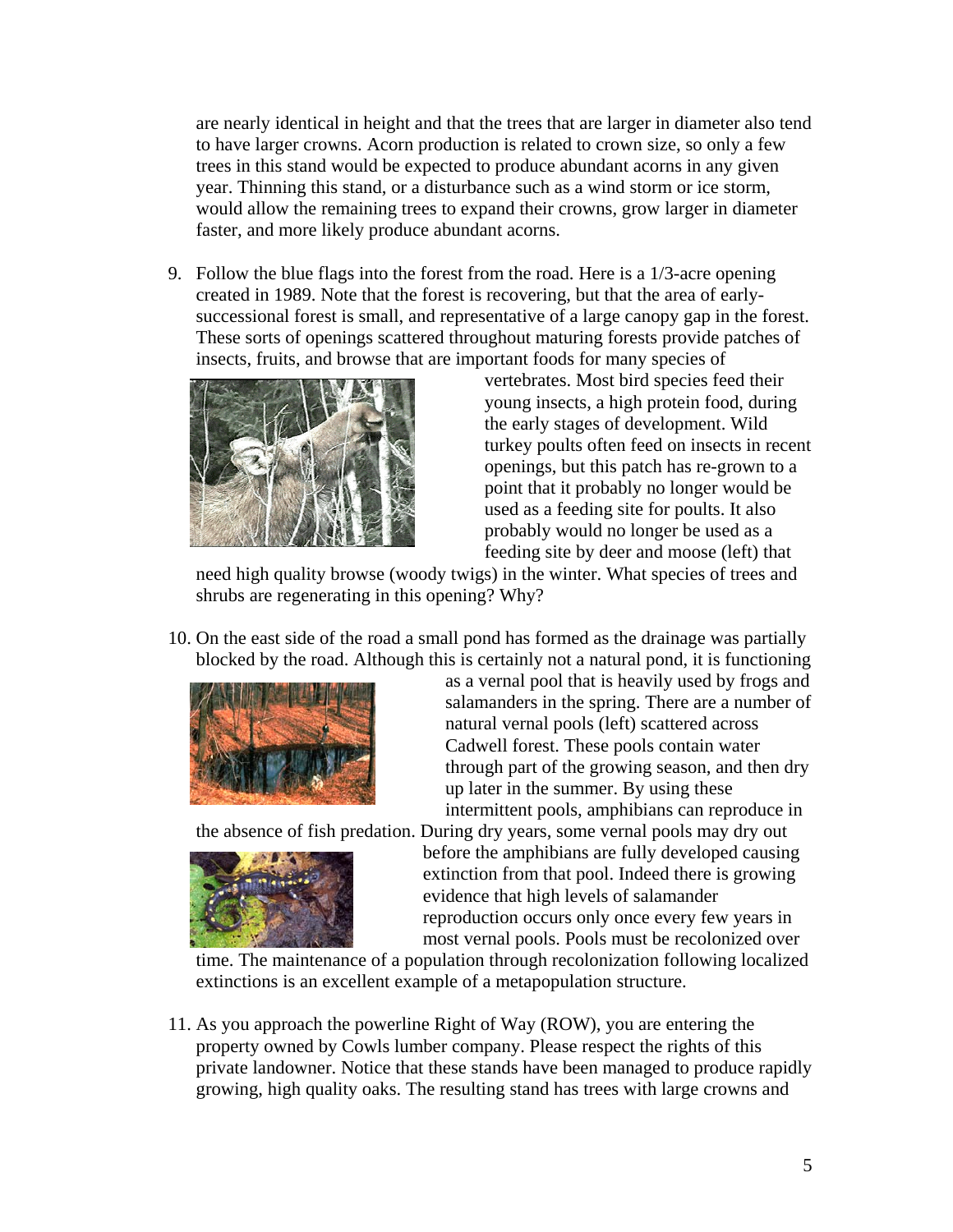are nearly identical in height and that the trees that are larger in diameter also tend to have larger crowns. Acorn production is related to crown size, so only a few trees in this stand would be expected to produce abundant acorns in any given year. Thinning this stand, or a disturbance such as a wind storm or ice storm, would allow the remaining trees to expand their crowns, grow larger in diameter faster, and more likely produce abundant acorns.

9. Follow the blue flags into the forest from the road. Here is a 1/3-acre opening created in 1989. Note that the forest is recovering, but that the area of early-successional forest is small, and representative of a large canopy gap in the forest. These sorts of openings scattered throughout maturing forests provide patches of insects, fruits, and browse that are important foods for many species of vertebrates. Most bird species feed their young insects, a high protein food, during the early stages of development. Wild turkey poults often feed on insects in recent openings, but this patch has re-grown to a point that it probably no longer would be used as a feeding site for poults. It also probably would no longer be used as a feeding site by deer and moose (left) that need high quality browse (woody twigs) in the winter. What species of trees and shrubs are regenerating in this opening? Why?

10. On the east side of the road a small pond has formed as the drainage was partially blocked by the road. Although this is certainly not a natural pond, it is functioning as a vernal pool that is heavily used by frogs and salamanders in the spring. There are a number of natural vernal pools (left) scattered across Cadwell forest. These pools contain water through part of the growing season, and then dry up later in the summer. By using these intermittent pools, amphibians can reproduce in the absence of fish predation. During dry years, some vernal pools may dry out before the amphibians are fully developed causing extinction from that pool. Indeed there is growing evidence that high levels of salamander reproduction occurs only once every few years in most vernal pools. Pools must be recolonized over time. The maintenance of a population through recolonization following localized extinctions is an excellent example of a metapopulation structure.

11. As you approach the powerline Right of Way (ROW), you are entering the property owned by Cowls lumber company. Please respect the rights of this private landowner. Notice that these stands have been managed to produce rapidly growing, high quality oaks. The resulting stand has trees with large crowns and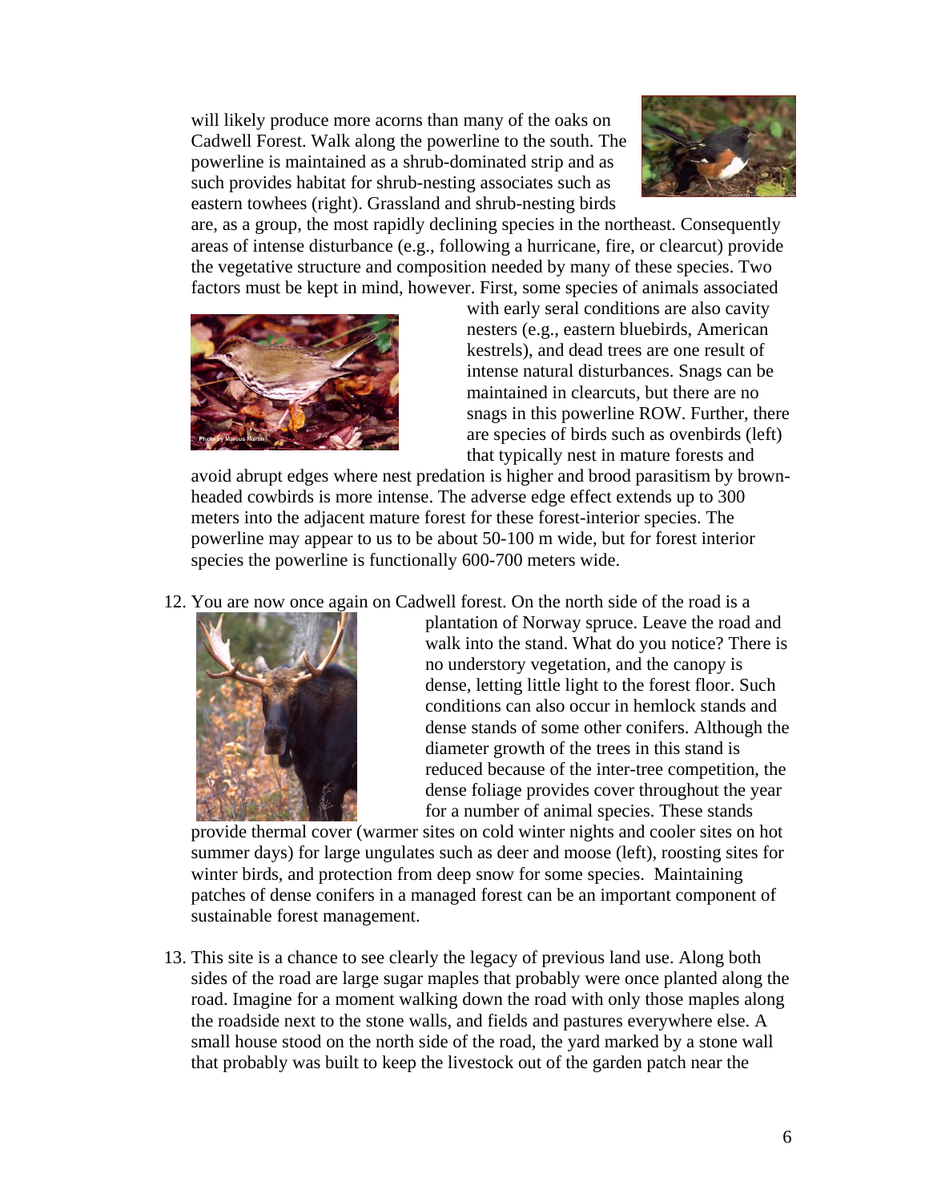will likely produce more acorns than many of the oaks on Cadwell Forest. Walk along the powerline to the south. The powerline is maintained as a shrub-dominated strip and as such provides habitat for shrub-nesting associates such as eastern towhees (right). Grassland and shrub-nesting birds are, as a group, the most rapidly declining species in the northeast. Consequently areas of intense disturbance (e.g., following a hurricane, fire, or clearcut) provide the vegetative structure and composition needed by many of these species. Two factors must be kept in mind, however. First, some species of animals associated with early seral conditions are also cavity nesters (e.g., eastern bluebirds, American kestrels), and dead trees are one result of intense natural disturbances. Snags can be maintained in clearcuts, but there are no snags in this powerline ROW. Further, there are species of birds such as ovenbirds (left) that typically nest in mature forests and avoid abrupt edges where nest predation is higher and brood parasitism by brown-headed cowbirds is more intense. The adverse edge effect extends up to 300 meters into the adjacent mature forest for these forest-interior species. The powerline may appear to us to be about 50-100 m wide, but for forest interior species the powerline is functionally 600-700 meters wide.

12. You are now once again on Cadwell forest. On the north side of the road is a plantation of Norway spruce. Leave the road and walk into the stand. What do you notice? There is no understory vegetation, and the canopy is dense, letting little light to the forest floor. Such conditions can also occur in hemlock stands and dense stands of some other conifers. Although the diameter growth of the trees in this stand is reduced because of the inter-tree competition, the dense foliage provides cover throughout the year for a number of animal species. These stands provide thermal cover (warmer sites on cold winter nights and cooler sites on hot summer days) for large ungulates such as deer and moose (left), roosting sites for winter birds, and protection from deep snow for some species. Maintaining patches of dense conifers in a managed forest can be an important component of sustainable forest management.

13. This site is a chance to see clearly the legacy of previous land use. Along both sides of the road are large sugar maples that probably were once planted along the road. Imagine for a moment walking down the road with only those maples along the roadside next to the stone walls, and fields and pastures everywhere else. A small house stood on the north side of the road, the yard marked by a stone wall that probably was built to keep the livestock out of the garden patch near the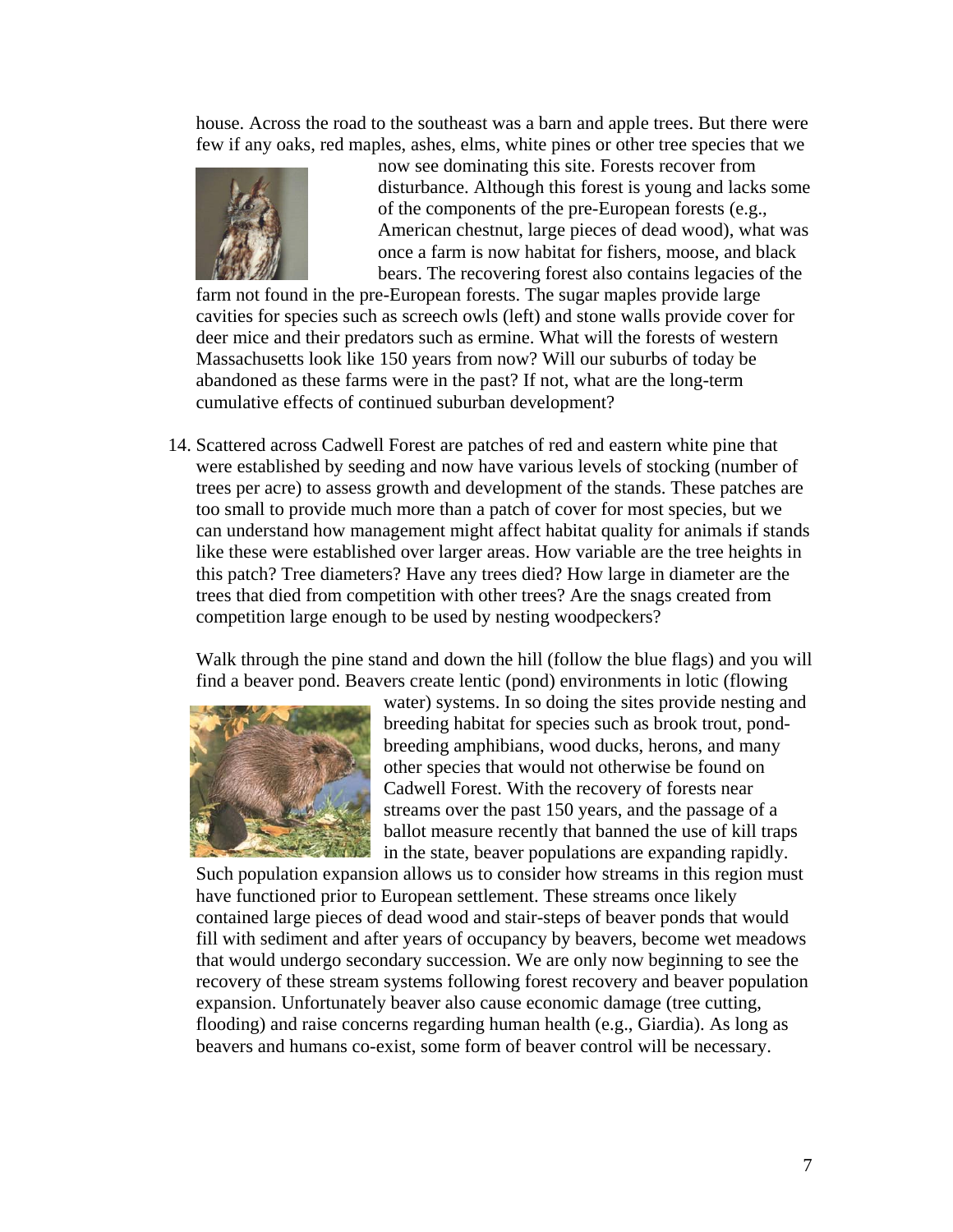house. Across the road to the southeast was a barn and apple trees. But there were few if any oaks, red maples, ashes, elms, white pines or other tree species that we now see dominating this site. Forests recover from disturbance. Although this forest is young and lacks some of the components of the pre-European forests (e.g., American chestnut, large pieces of dead wood), what was once a farm is now habitat for fishers, moose, and black bears. The recovering forest also contains legacies of the farm not found in the pre-European forests. The sugar maples provide large cavities for species such as screech owls (left) and stone walls provide cover for deer mice and their predators such as ermine. What will the forests of western Massachusetts look like 150 years from now? Will our suburbs of today be abandoned as these farms were in the past? If not, what are the long-term cumulative effects of continued suburban development?

14. Scattered across Cadwell Forest are patches of red and eastern white pine that were established by seeding and now have various levels of stocking (number of trees per acre) to assess growth and development of the stands. These patches are too small to provide much more than a patch of cover for most species, but we can understand how management might affect habitat quality for animals if stands like these were established over larger areas. How variable are the tree heights in this patch? Tree diameters? Have any trees died? How large in diameter are the trees that died from competition with other trees? Are the snags created from competition large enough to be used by nesting woodpeckers?

    Walk through the pine stand and down the hill (follow the blue flags) and you will find a beaver pond. Beavers create lentic (pond) environments in lotic (flowing water) systems. In so doing the sites provide nesting and breeding habitat for species such as brook trout, pond-breeding amphibians, wood ducks, herons, and many other species that would not otherwise be found on Cadwell Forest. With the recovery of forests near streams over the past 150 years, and the passage of a ballot measure recently that banned the use of kill traps in the state, beaver populations are expanding rapidly. Such population expansion allows us to consider how streams in this region must have functioned prior to European settlement. These streams once likely contained large pieces of dead wood and stair-steps of beaver ponds that would fill with sediment and after years of occupancy by beavers, become wet meadows that would undergo secondary succession. We are only now beginning to see the recovery of these stream systems following forest recovery and beaver population expansion. Unfortunately beaver also cause economic damage (tree cutting, flooding) and raise concerns regarding human health (e.g., Giardia). As long as beavers and humans co-exist, some form of beaver control will be necessary.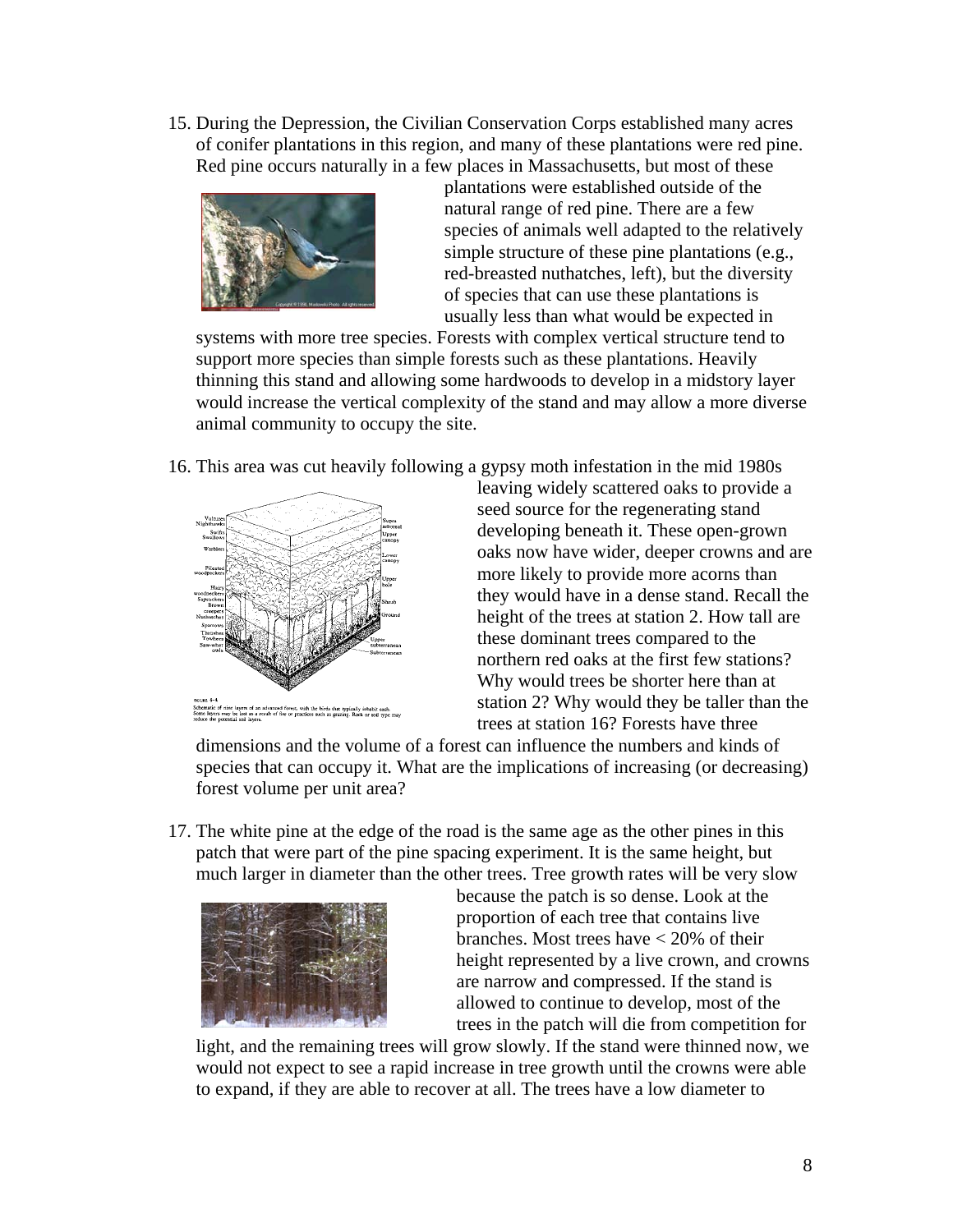15. During the Depression, the Civilian Conservation Corps established many acres of conifer plantations in this region, and many of these plantations were red pine. Red pine occurs naturally in a few places in Massachusetts, but most of these plantations were established outside of the natural range of red pine. There are a few species of animals well adapted to the relatively simple structure of these pine plantations (e.g., red-breasted nuthatches, left), but the diversity of species that can use these plantations is usually less than what would be expected in systems with more tree species. Forests with complex vertical structure tend to support more species than simple forests such as these plantations. Heavily thinning this stand and allowing some hardwoods to develop in a midstory layer would increase the vertical complexity of the stand and may allow a more diverse animal community to occupy the site.

16. This area was cut heavily following a gypsy moth infestation in the mid 1980s leaving widely scattered oaks to provide a seed source for the regenerating stand developing beneath it. These open-grown oaks now have wider, deeper crowns and are more likely to provide more acorns than they would have in a dense stand. Recall the height of the trees at station 2. How tall are these dominant trees compared to the northern red oaks at the first few stations? Why would trees be shorter here than at station 2? Why would they be taller than the trees at station 16? Forests have three dimensions and the volume of a forest can influence the numbers and kinds of species that can occupy it. What are the implications of increasing (or decreasing) forest volume per unit area?

17. The white pine at the edge of the road is the same age as the other pines in this patch that were part of the pine spacing experiment. It is the same height, but much larger in diameter than the other trees. Tree growth rates will be very slow because the patch is so dense. Look at the proportion of each tree that contains live branches. Most trees have < 20% of their height represented by a live crown, and crowns are narrow and compressed. If the stand is allowed to continue to develop, most of the trees in the patch will die from competition for light, and the remaining trees will grow slowly. If the stand were thinned now, we would not expect to see a rapid increase in tree growth until the crowns were able to expand, if they are able to recover at all. The trees have a low diameter to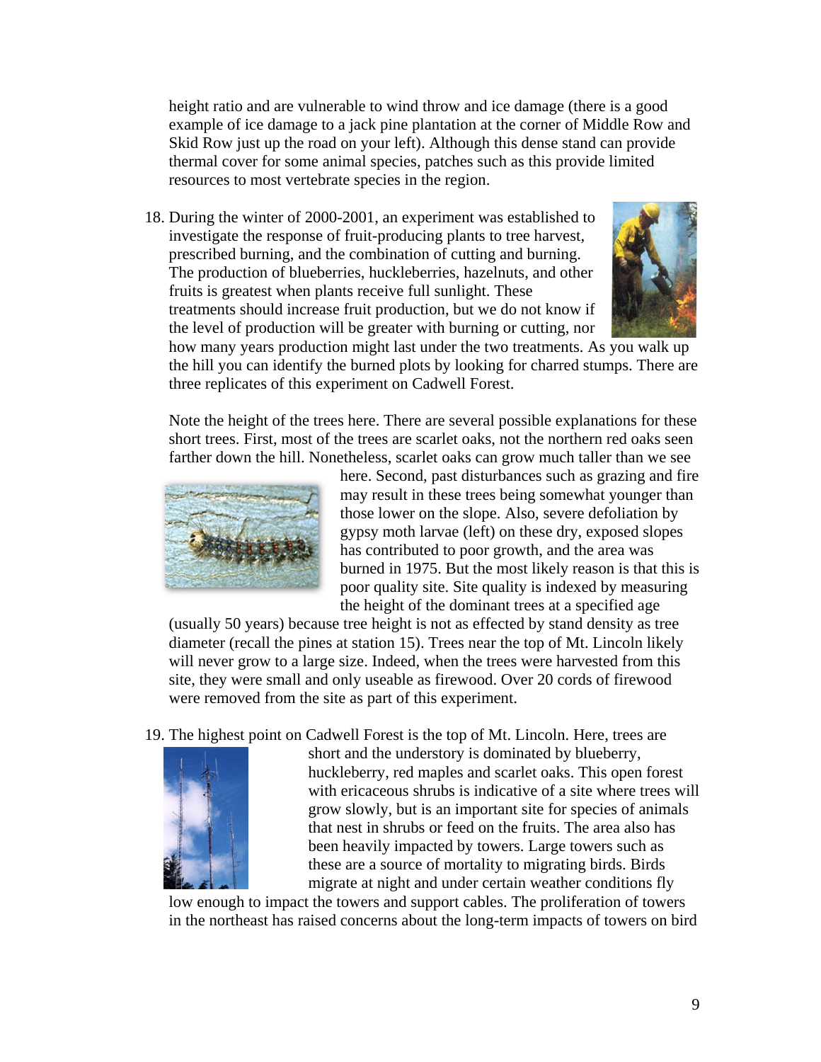height ratio and are vulnerable to wind throw and ice damage (there is a good example of ice damage to a jack pine plantation at the corner of Middle Row and Skid Row just up the road on your left). Although this dense stand can provide thermal cover for some animal species, patches such as this provide limited resources to most vertebrate species in the region.

18. During the winter of 2000-2001, an experiment was established to investigate the response of fruit-producing plants to tree harvest, prescribed burning, and the combination of cutting and burning. The production of blueberries, huckleberries, hazelnuts, and other fruits is greatest when plants receive full sunlight. These treatments should increase fruit production, but we do not know if the level of production will be greater with burning or cutting, nor how many years production might last under the two treatments. As you walk up the hill you can identify the burned plots by looking for charred stumps. There are three replicates of this experiment on Cadwell Forest.

    Note the height of the trees here. There are several possible explanations for these short trees. First, most of the trees are scarlet oaks, not the northern red oaks seen farther down the hill. Nonetheless, scarlet oaks can grow much taller than we see here. Second, past disturbances such as grazing and fire may result in these trees being somewhat younger than those lower on the slope. Also, severe defoliation by gypsy moth larvae (left) on these dry, exposed slopes has contributed to poor growth, and the area was burned in 1975. But the most likely reason is that this is poor quality site. Site quality is indexed by measuring the height of the dominant trees at a specified age (usually 50 years) because tree height is not as effected by stand density as tree diameter (recall the pines at station 15). Trees near the top of Mt. Lincoln likely will never grow to a large size. Indeed, when the trees were harvested from this site, they were small and only useable as firewood. Over 20 cords of firewood were removed from the site as part of this experiment.

19. The highest point on Cadwell Forest is the top of Mt. Lincoln. Here, trees are short and the understory is dominated by blueberry, huckleberry, red maples and scarlet oaks. This open forest with ericaceous shrubs is indicative of a site where trees will grow slowly, but is an important site for species of animals that nest in shrubs or feed on the fruits. The area also has been heavily impacted by towers. Large towers such as these are a source of mortality to migrating birds. Birds migrate at night and under certain weather conditions fly low enough to impact the towers and support cables. The proliferation of towers in the northeast has raised concerns about the long-term impacts of towers on bird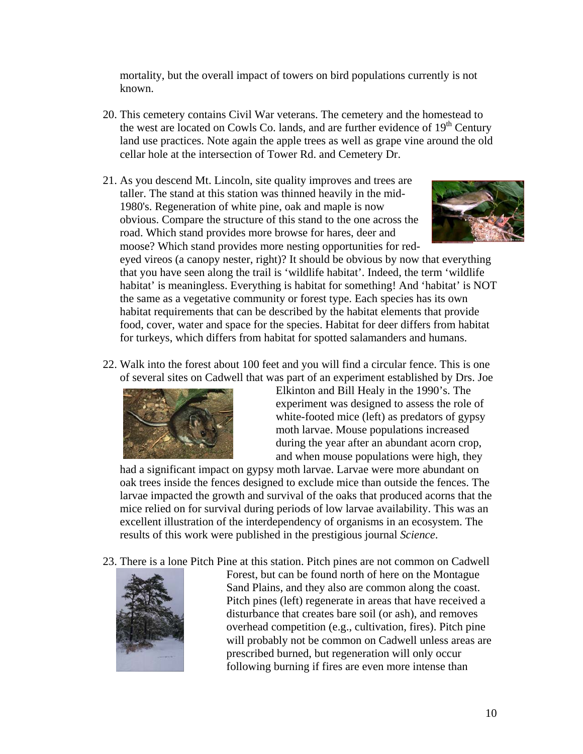mortality, but the overall impact of towers on bird populations currently is not known.

20. This cemetery contains Civil War veterans. The cemetery and the homestead to the west are located on Cowls Co. lands, and are further evidence of 19th Century land use practices. Note again the apple trees as well as grape vine around the old cellar hole at the intersection of Tower Rd. and Cemetery Dr.

21. As you descend Mt. Lincoln, site quality improves and trees are taller. The stand at this station was thinned heavily in the mid-1980's. Regeneration of white pine, oak and maple is now obvious. Compare the structure of this stand to the one across the road. Which stand provides more browse for hares, deer and moose? Which stand provides more nesting opportunities for red-eyed vireos (a canopy nester, right)? It should be obvious by now that everything that you have seen along the trail is 'wildlife habitat'. Indeed, the term 'wildlife habitat' is meaningless. Everything is habitat for something! And 'habitat' is NOT the same as a vegetative community or forest type. Each species has its own habitat requirements that can be described by the habitat elements that provide food, cover, water and space for the species. Habitat for deer differs from habitat for turkeys, which differs from habitat for spotted salamanders and humans.

22. Walk into the forest about 100 feet and you will find a circular fence. This is one of several sites on Cadwell that was part of an experiment established by Drs. Joe Elkinton and Bill Healy in the 1990's. The experiment was designed to assess the role of white-footed mice (left) as predators of gypsy moth larvae. Mouse populations increased during the year after an abundant acorn crop, and when mouse populations were high, they had a significant impact on gypsy moth larvae. Larvae were more abundant on oak trees inside the fences designed to exclude mice than outside the fences. The larvae impacted the growth and survival of the oaks that produced acorns that the mice relied on for survival during periods of low larvae availability. This was an excellent illustration of the interdependency of organisms in an ecosystem. The results of this work were published in the prestigious journal *Science*.

23. There is a lone Pitch Pine at this station. Pitch pines are not common on Cadwell Forest, but can be found north of here on the Montague Sand Plains, and they also are common along the coast. Pitch pines (left) regenerate in areas that have received a disturbance that creates bare soil (or ash), and removes overhead competition (e.g., cultivation, fires). Pitch pine will probably not be common on Cadwell unless areas are prescribed burned, but regeneration will only occur following burning if fires are even more intense than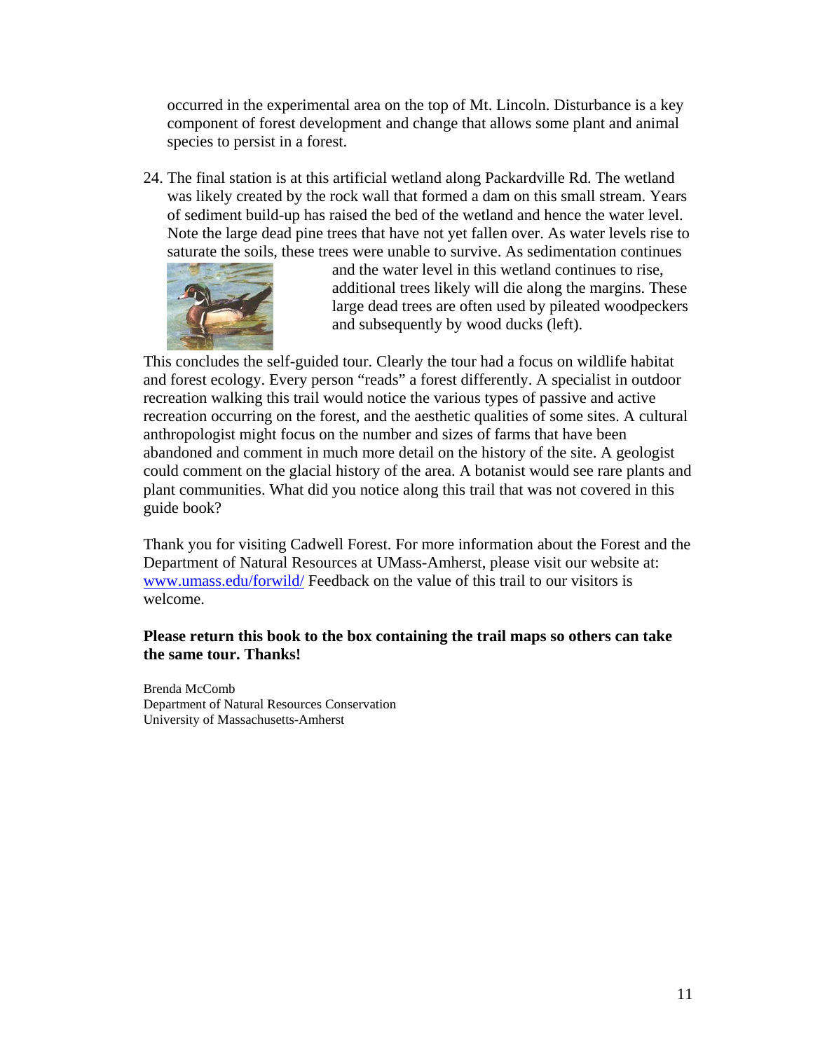occurred in the experimental area on the top of Mt. Lincoln. Disturbance is a key component of forest development and change that allows some plant and animal species to persist in a forest.

24. The final station is at this artificial wetland along Packardville Rd. The wetland was likely created by the rock wall that formed a dam on this small stream. Years of sediment build-up has raised the bed of the wetland and hence the water level. Note the large dead pine trees that have not yet fallen over. As water levels rise to saturate the soils, these trees were unable to survive. As sedimentation continues and the water level in this wetland continues to rise, additional trees likely will die along the margins. These large dead trees are often used by pileated woodpeckers and subsequently by wood ducks (left).

This concludes the self-guided tour. Clearly the tour had a focus on wildlife habitat and forest ecology. Every person "reads" a forest differently. A specialist in outdoor recreation walking this trail would notice the various types of passive and active recreation occurring on the forest, and the aesthetic qualities of some sites. A cultural anthropologist might focus on the number and sizes of farms that have been abandoned and comment in much more detail on the history of the site. A geologist could comment on the glacial history of the area. A botanist would see rare plants and plant communities. What did you notice along this trail that was not covered in this guide book?

Thank you for visiting Cadwell Forest. For more information about the Forest and the Department of Natural Resources at UMass-Amherst, please visit our website at: [www.umass.edu/forwild/](www.umass.edu/forwild/) Feedback on the value of this trail to our visitors is welcome.

**Please return this book to the box containing the trail maps so others can take the same tour. Thanks!**

Brenda McComb
Department of Natural Resources Conservation
University of Massachusetts-Amherst